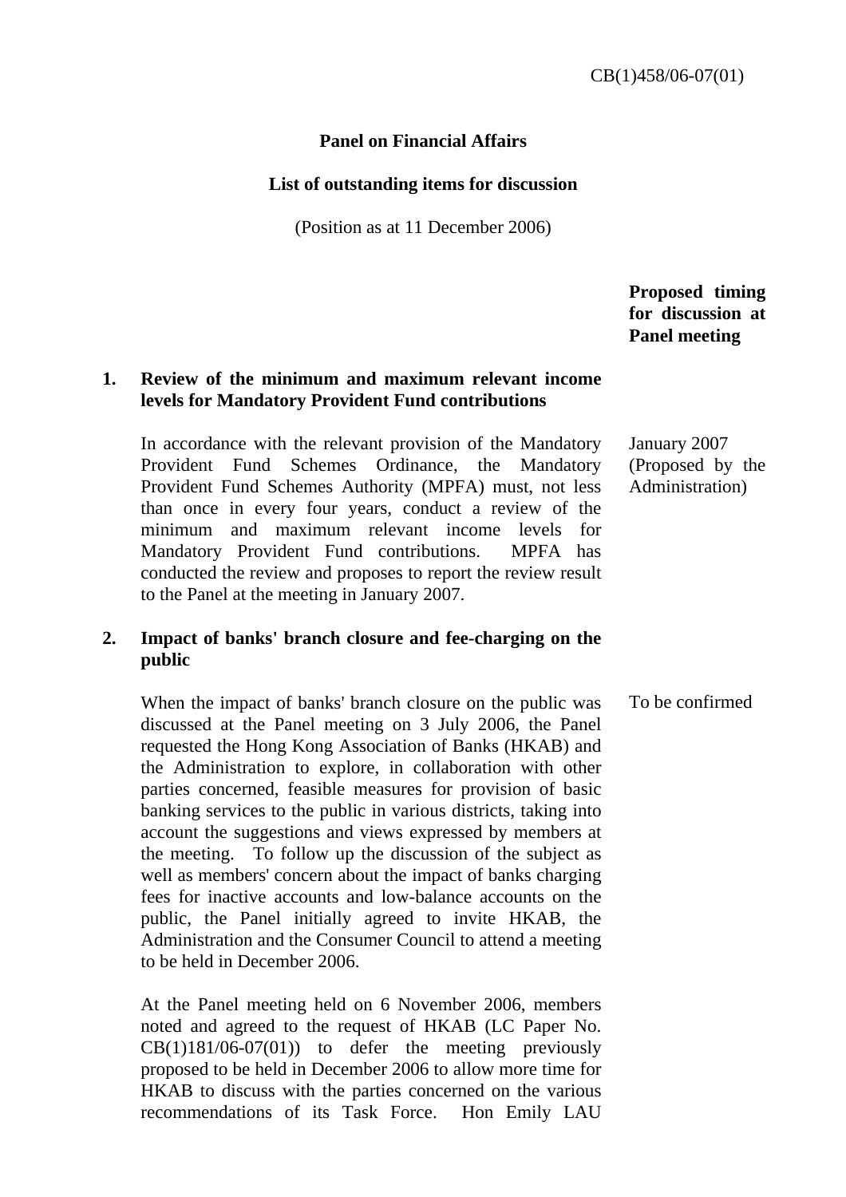CB(1)458/06-07(01)

**Panel on Financial Affairs**

**List of outstanding items for discussion**

(Position as at 11 December 2006)

| | | **Proposed timing for discussion at Panel meeting** |
|---|---|---|
| **1.** | **Review of the minimum and maximum relevant income levels for Mandatory Provident Fund contributions** | |
| | In accordance with the relevant provision of the Mandatory Provident Fund Schemes Ordinance, the Mandatory Provident Fund Schemes Authority (MPFA) must, not less than once in every four years, conduct a review of the minimum and maximum relevant income levels for Mandatory Provident Fund contributions. MPFA has conducted the review and proposes to report the review result to the Panel at the meeting in January 2007. | January 2007 (Proposed by the Administration) |
| **2.** | **Impact of banks' branch closure and fee-charging on the public** | |
| | When the impact of banks' branch closure on the public was discussed at the Panel meeting on 3 July 2006, the Panel requested the Hong Kong Association of Banks (HKAB) and the Administration to explore, in collaboration with other parties concerned, feasible measures for provision of basic banking services to the public in various districts, taking into account the suggestions and views expressed by members at the meeting. To follow up the discussion of the subject as well as members' concern about the impact of banks charging fees for inactive accounts and low-balance accounts on the public, the Panel initially agreed to invite HKAB, the Administration and the Consumer Council to attend a meeting to be held in December 2006. | To be confirmed |
| | At the Panel meeting held on 6 November 2006, members noted and agreed to the request of HKAB (LC Paper No. CB(1)181/06-07(01)) to defer the meeting previously proposed to be held in December 2006 to allow more time for HKAB to discuss with the parties concerned on the various recommendations of its Task Force. Hon Emily LAU | |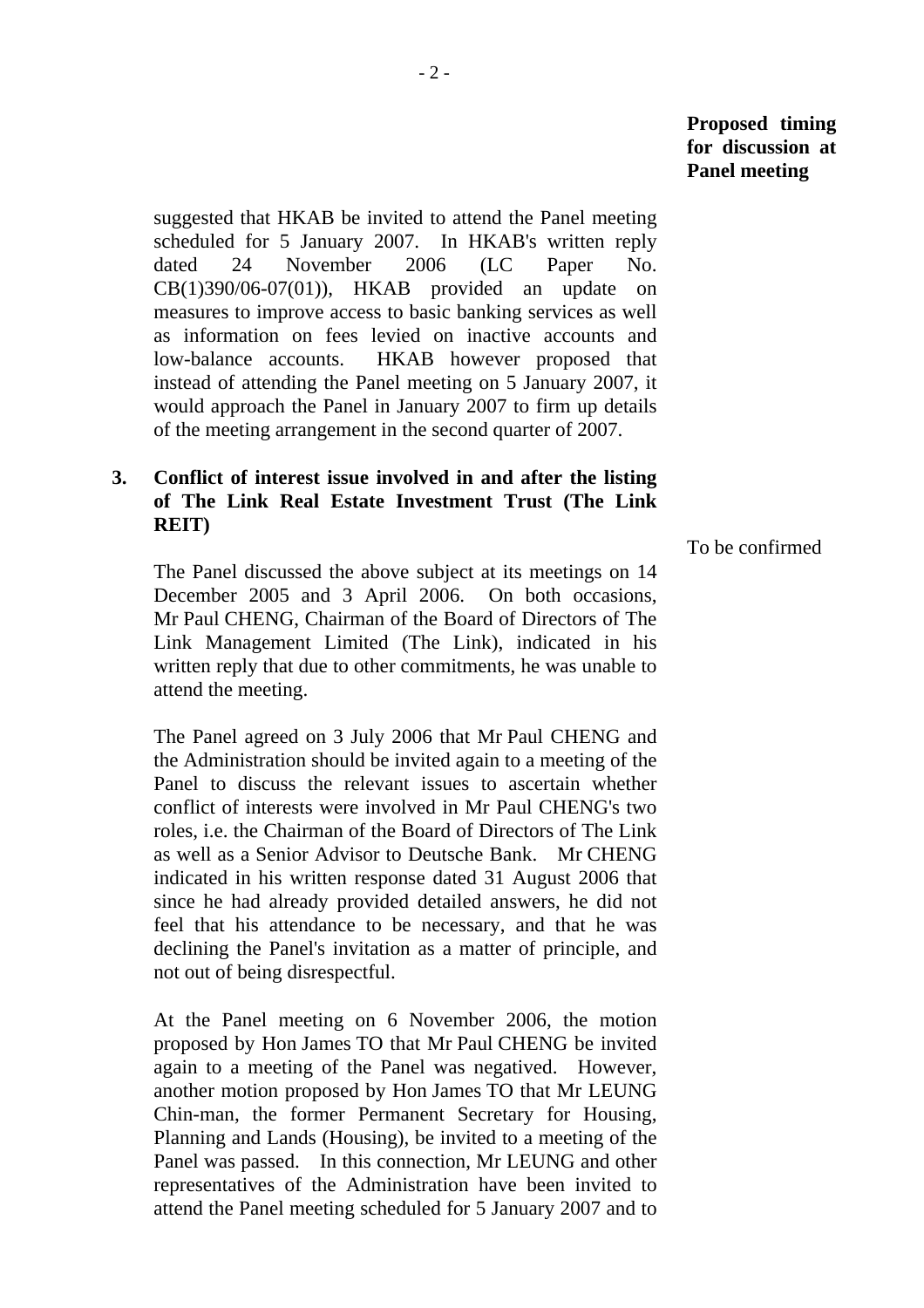**Proposed timing for discussion at Panel meeting**

suggested that HKAB be invited to attend the Panel meeting scheduled for 5 January 2007. In HKAB's written reply dated 24 November 2006 (LC Paper No. CB(1)390/06-07(01)), HKAB provided an update on measures to improve access to basic banking services as well as information on fees levied on inactive accounts and low-balance accounts. HKAB however proposed that instead of attending the Panel meeting on 5 January 2007, it would approach the Panel in January 2007 to firm up details of the meeting arrangement in the second quarter of 2007.

**3. Conflict of interest issue involved in and after the listing of The Link Real Estate Investment Trust (The Link REIT)**

*Proposed timing:* To be confirmed

The Panel discussed the above subject at its meetings on 14 December 2005 and 3 April 2006. On both occasions, Mr Paul CHENG, Chairman of the Board of Directors of The Link Management Limited (The Link), indicated in his written reply that due to other commitments, he was unable to attend the meeting.

The Panel agreed on 3 July 2006 that Mr Paul CHENG and the Administration should be invited again to a meeting of the Panel to discuss the relevant issues to ascertain whether conflict of interests were involved in Mr Paul CHENG's two roles, i.e. the Chairman of the Board of Directors of The Link as well as a Senior Advisor to Deutsche Bank. Mr CHENG indicated in his written response dated 31 August 2006 that since he had already provided detailed answers, he did not feel that his attendance to be necessary, and that he was declining the Panel's invitation as a matter of principle, and not out of being disrespectful.

At the Panel meeting on 6 November 2006, the motion proposed by Hon James TO that Mr Paul CHENG be invited again to a meeting of the Panel was negatived. However, another motion proposed by Hon James TO that Mr LEUNG Chin-man, the former Permanent Secretary for Housing, Planning and Lands (Housing), be invited to a meeting of the Panel was passed. In this connection, Mr LEUNG and other representatives of the Administration have been invited to attend the Panel meeting scheduled for 5 January 2007 and to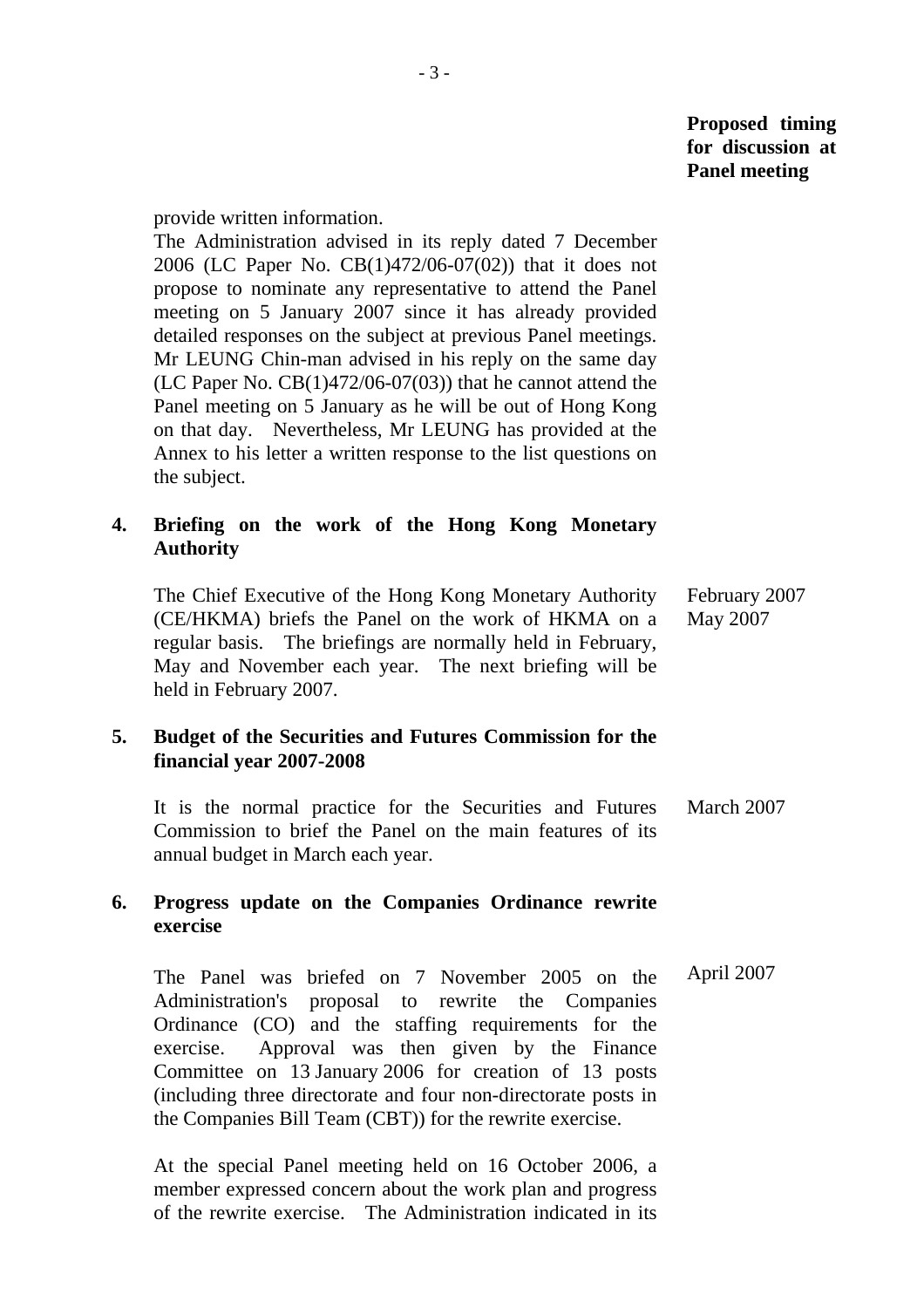**Proposed timing for discussion at Panel meeting**

provide written information.

The Administration advised in its reply dated 7 December 2006 (LC Paper No. CB(1)472/06-07(02)) that it does not propose to nominate any representative to attend the Panel meeting on 5 January 2007 since it has already provided detailed responses on the subject at previous Panel meetings. Mr LEUNG Chin-man advised in his reply on the same day (LC Paper No. CB(1)472/06-07(03)) that he cannot attend the Panel meeting on 5 January as he will be out of Hong Kong on that day. Nevertheless, Mr LEUNG has provided at the Annex to his letter a written response to the list questions on the subject.

**4. Briefing on the work of the Hong Kong Monetary Authority**

The Chief Executive of the Hong Kong Monetary Authority (CE/HKMA) briefs the Panel on the work of HKMA on a regular basis. The briefings are normally held in February, May and November each year. The next briefing will be held in February 2007. — *February 2007, May 2007*

**5. Budget of the Securities and Futures Commission for the financial year 2007-2008**

It is the normal practice for the Securities and Futures Commission to brief the Panel on the main features of its annual budget in March each year. — *March 2007*

**6. Progress update on the Companies Ordinance rewrite exercise**

The Panel was briefed on 7 November 2005 on the Administration's proposal to rewrite the Companies Ordinance (CO) and the staffing requirements for the exercise. Approval was then given by the Finance Committee on 13 January 2006 for creation of 13 posts (including three directorate and four non-directorate posts in the Companies Bill Team (CBT)) for the rewrite exercise. — *April 2007*

At the special Panel meeting held on 16 October 2006, a member expressed concern about the work plan and progress of the rewrite exercise. The Administration indicated in its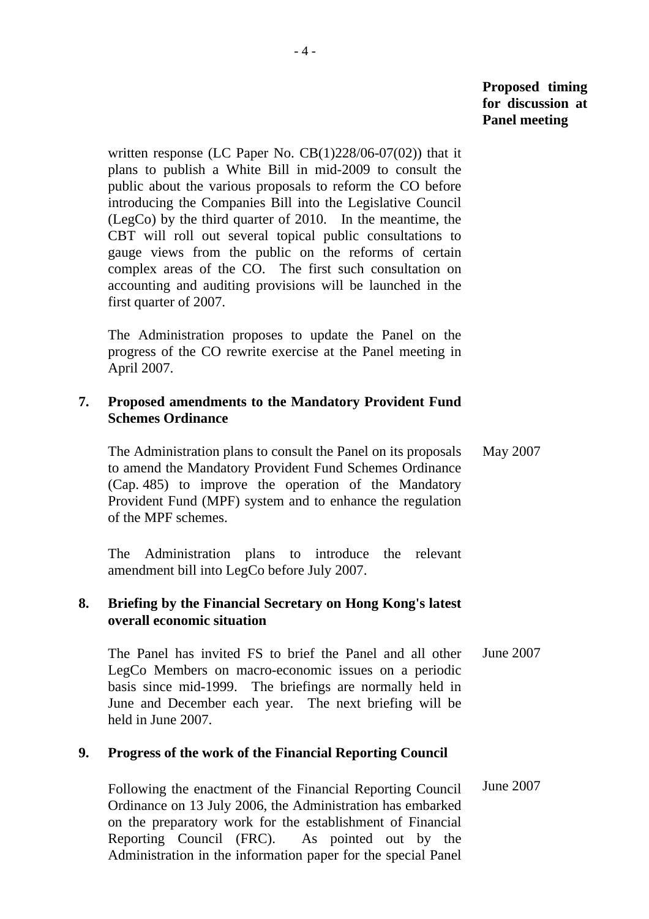**Proposed timing for discussion at Panel meeting**

written response (LC Paper No. CB(1)228/06-07(02)) that it plans to publish a White Bill in mid-2009 to consult the public about the various proposals to reform the CO before introducing the Companies Bill into the Legislative Council (LegCo) by the third quarter of 2010. In the meantime, the CBT will roll out several topical public consultations to gauge views from the public on the reforms of certain complex areas of the CO. The first such consultation on accounting and auditing provisions will be launched in the first quarter of 2007.

The Administration proposes to update the Panel on the progress of the CO rewrite exercise at the Panel meeting in April 2007.

**7. Proposed amendments to the Mandatory Provident Fund Schemes Ordinance**

The Administration plans to consult the Panel on its proposals to amend the Mandatory Provident Fund Schemes Ordinance (Cap. 485) to improve the operation of the Mandatory Provident Fund (MPF) system and to enhance the regulation of the MPF schemes. — May 2007

The Administration plans to introduce the relevant amendment bill into LegCo before July 2007.

**8. Briefing by the Financial Secretary on Hong Kong's latest overall economic situation**

The Panel has invited FS to brief the Panel and all other LegCo Members on macro-economic issues on a periodic basis since mid-1999. The briefings are normally held in June and December each year. The next briefing will be held in June 2007. — June 2007

**9. Progress of the work of the Financial Reporting Council**

Following the enactment of the Financial Reporting Council Ordinance on 13 July 2006, the Administration has embarked on the preparatory work for the establishment of Financial Reporting Council (FRC). As pointed out by the Administration in the information paper for the special Panel — June 2007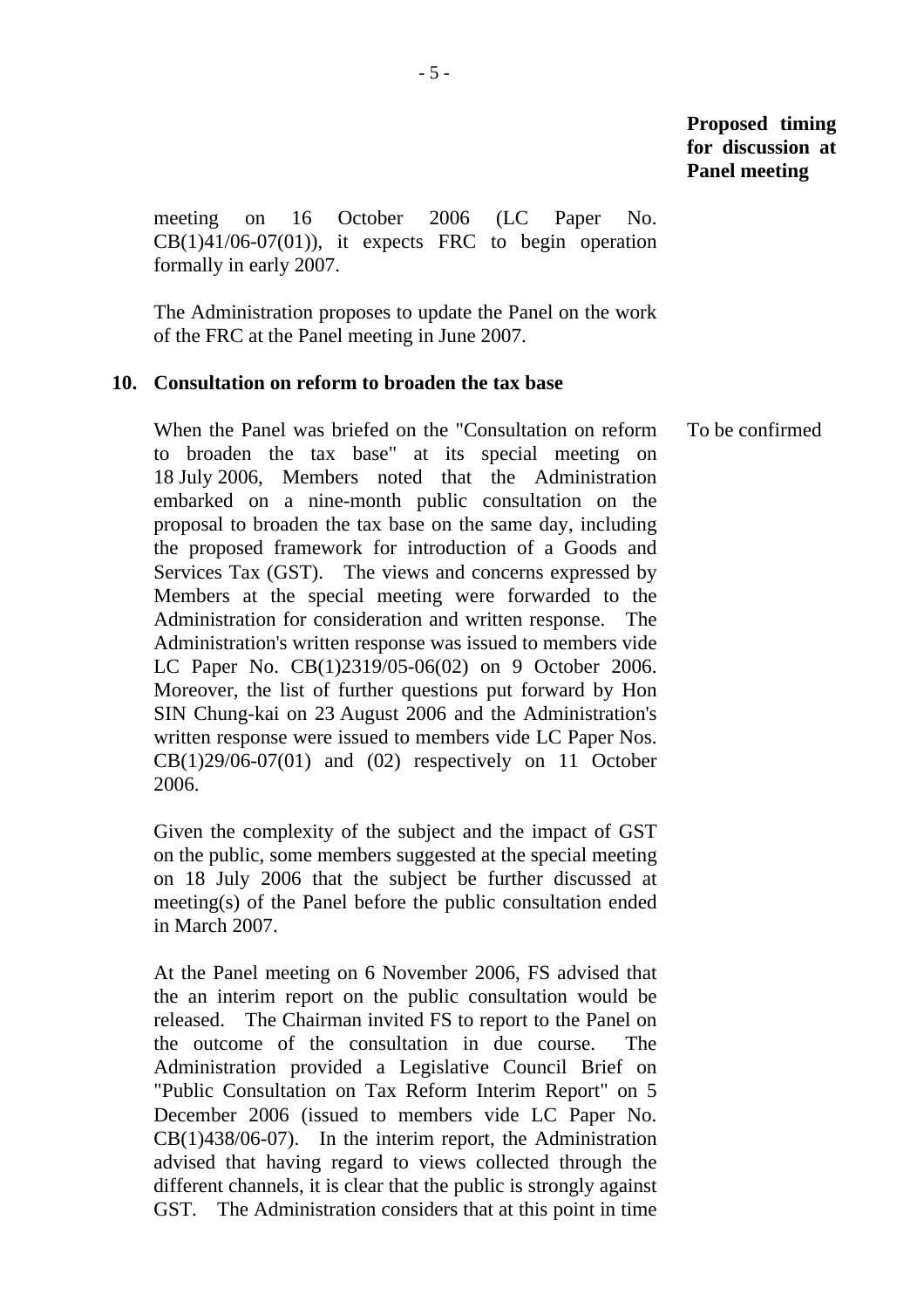**Proposed timing for discussion at Panel meeting**

meeting on 16 October 2006 (LC Paper No. CB(1)41/06-07(01)), it expects FRC to begin operation formally in early 2007.

The Administration proposes to update the Panel on the work of the FRC at the Panel meeting in June 2007.

**10. Consultation on reform to broaden the tax base**

When the Panel was briefed on the "Consultation on reform to broaden the tax base" at its special meeting on 18 July 2006, Members noted that the Administration embarked on a nine-month public consultation on the proposal to broaden the tax base on the same day, including the proposed framework for introduction of a Goods and Services Tax (GST). The views and concerns expressed by Members at the special meeting were forwarded to the Administration for consideration and written response. The Administration's written response was issued to members vide LC Paper No. CB(1)2319/05-06(02) on 9 October 2006. Moreover, the list of further questions put forward by Hon SIN Chung-kai on 23 August 2006 and the Administration's written response were issued to members vide LC Paper Nos. CB(1)29/06-07(01) and (02) respectively on 11 October 2006.

*Proposed timing: To be confirmed*

Given the complexity of the subject and the impact of GST on the public, some members suggested at the special meeting on 18 July 2006 that the subject be further discussed at meeting(s) of the Panel before the public consultation ended in March 2007.

At the Panel meeting on 6 November 2006, FS advised that the an interim report on the public consultation would be released. The Chairman invited FS to report to the Panel on the outcome of the consultation in due course. The Administration provided a Legislative Council Brief on "Public Consultation on Tax Reform Interim Report" on 5 December 2006 (issued to members vide LC Paper No. CB(1)438/06-07). In the interim report, the Administration advised that having regard to views collected through the different channels, it is clear that the public is strongly against GST. The Administration considers that at this point in time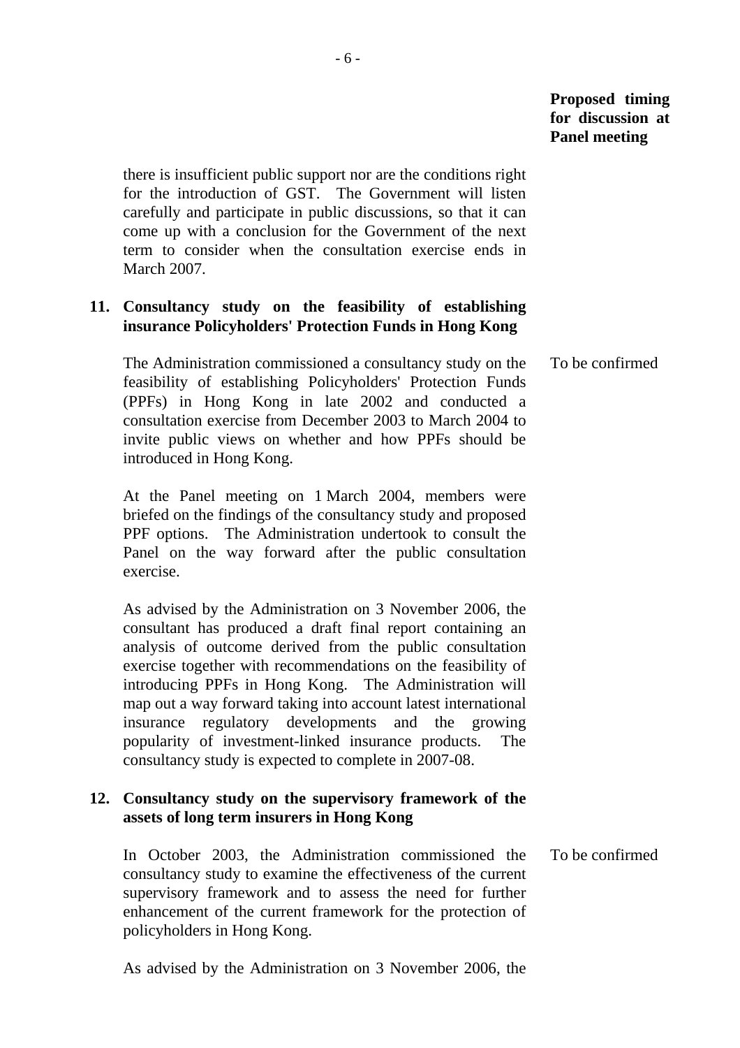**Proposed timing for discussion at Panel meeting**

there is insufficient public support nor are the conditions right for the introduction of GST. The Government will listen carefully and participate in public discussions, so that it can come up with a conclusion for the Government of the next term to consider when the consultation exercise ends in March 2007.

**11. Consultancy study on the feasibility of establishing insurance Policyholders' Protection Funds in Hong Kong**

The Administration commissioned a consultancy study on the feasibility of establishing Policyholders' Protection Funds (PPFs) in Hong Kong in late 2002 and conducted a consultation exercise from December 2003 to March 2004 to invite public views on whether and how PPFs should be introduced in Hong Kong. — To be confirmed

At the Panel meeting on 1 March 2004, members were briefed on the findings of the consultancy study and proposed PPF options. The Administration undertook to consult the Panel on the way forward after the public consultation exercise.

As advised by the Administration on 3 November 2006, the consultant has produced a draft final report containing an analysis of outcome derived from the public consultation exercise together with recommendations on the feasibility of introducing PPFs in Hong Kong. The Administration will map out a way forward taking into account latest international insurance regulatory developments and the growing popularity of investment-linked insurance products. The consultancy study is expected to complete in 2007-08.

**12. Consultancy study on the supervisory framework of the assets of long term insurers in Hong Kong**

In October 2003, the Administration commissioned the consultancy study to examine the effectiveness of the current supervisory framework and to assess the need for further enhancement of the current framework for the protection of policyholders in Hong Kong. — To be confirmed

As advised by the Administration on 3 November 2006, the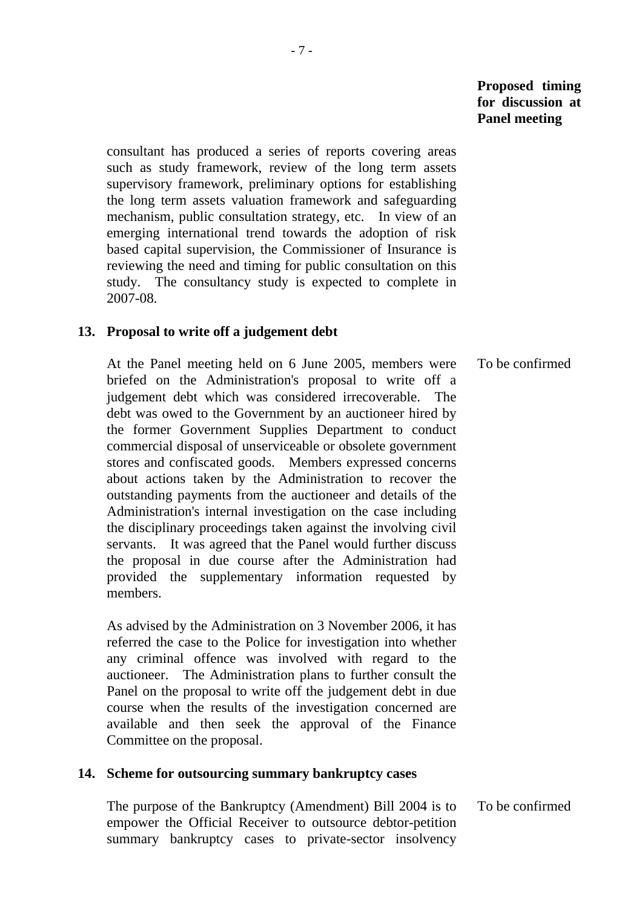**Proposed timing for discussion at Panel meeting**

consultant has produced a series of reports covering areas such as study framework, review of the long term assets supervisory framework, preliminary options for establishing the long term assets valuation framework and safeguarding mechanism, public consultation strategy, etc. In view of an emerging international trend towards the adoption of risk based capital supervision, the Commissioner of Insurance is reviewing the need and timing for public consultation on this study. The consultancy study is expected to complete in 2007-08.

**13. Proposal to write off a judgement debt**

At the Panel meeting held on 6 June 2005, members were briefed on the Administration's proposal to write off a judgement debt which was considered irrecoverable. The debt was owed to the Government by an auctioneer hired by the former Government Supplies Department to conduct commercial disposal of unserviceable or obsolete government stores and confiscated goods. Members expressed concerns about actions taken by the Administration to recover the outstanding payments from the auctioneer and details of the Administration's internal investigation on the case including the disciplinary proceedings taken against the involving civil servants. It was agreed that the Panel would further discuss the proposal in due course after the Administration had provided the supplementary information requested by members.

*Proposed timing:* To be confirmed

As advised by the Administration on 3 November 2006, it has referred the case to the Police for investigation into whether any criminal offence was involved with regard to the auctioneer. The Administration plans to further consult the Panel on the proposal to write off the judgement debt in due course when the results of the investigation concerned are available and then seek the approval of the Finance Committee on the proposal.

**14. Scheme for outsourcing summary bankruptcy cases**

The purpose of the Bankruptcy (Amendment) Bill 2004 is to empower the Official Receiver to outsource debtor-petition summary bankruptcy cases to private-sector insolvency

*Proposed timing:* To be confirmed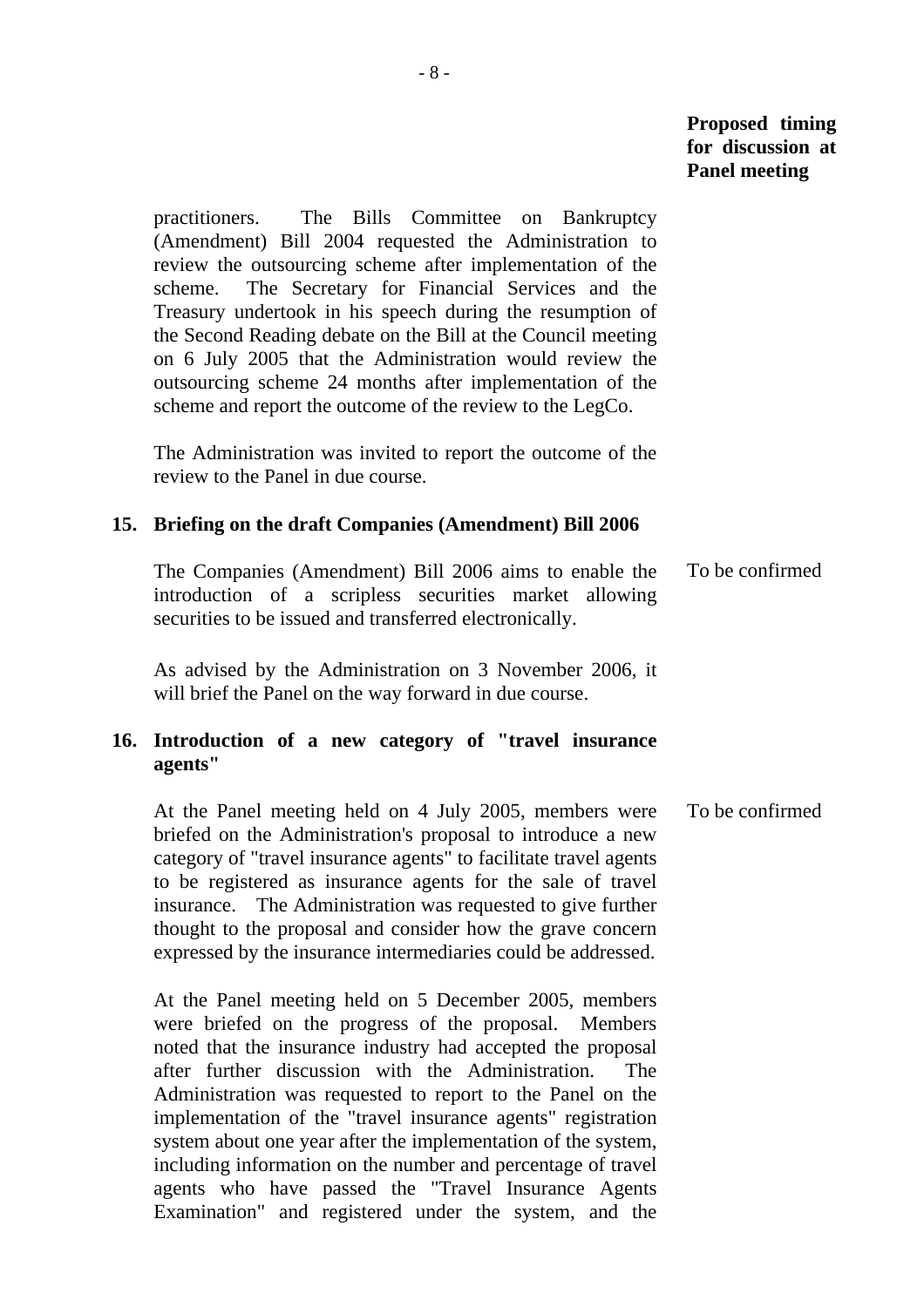**Proposed timing for discussion at Panel meeting**

practitioners. The Bills Committee on Bankruptcy (Amendment) Bill 2004 requested the Administration to review the outsourcing scheme after implementation of the scheme. The Secretary for Financial Services and the Treasury undertook in his speech during the resumption of the Second Reading debate on the Bill at the Council meeting on 6 July 2005 that the Administration would review the outsourcing scheme 24 months after implementation of the scheme and report the outcome of the review to the LegCo.

The Administration was invited to report the outcome of the review to the Panel in due course.

**15. Briefing on the draft Companies (Amendment) Bill 2006**

The Companies (Amendment) Bill 2006 aims to enable the introduction of a scripless securities market allowing securities to be issued and transferred electronically. — To be confirmed

As advised by the Administration on 3 November 2006, it will brief the Panel on the way forward in due course.

**16. Introduction of a new category of "travel insurance agents"**

At the Panel meeting held on 4 July 2005, members were briefed on the Administration's proposal to introduce a new category of "travel insurance agents" to facilitate travel agents to be registered as insurance agents for the sale of travel insurance. The Administration was requested to give further thought to the proposal and consider how the grave concern expressed by the insurance intermediaries could be addressed. — To be confirmed

At the Panel meeting held on 5 December 2005, members were briefed on the progress of the proposal. Members noted that the insurance industry had accepted the proposal after further discussion with the Administration. The Administration was requested to report to the Panel on the implementation of the "travel insurance agents" registration system about one year after the implementation of the system, including information on the number and percentage of travel agents who have passed the "Travel Insurance Agents Examination" and registered under the system, and the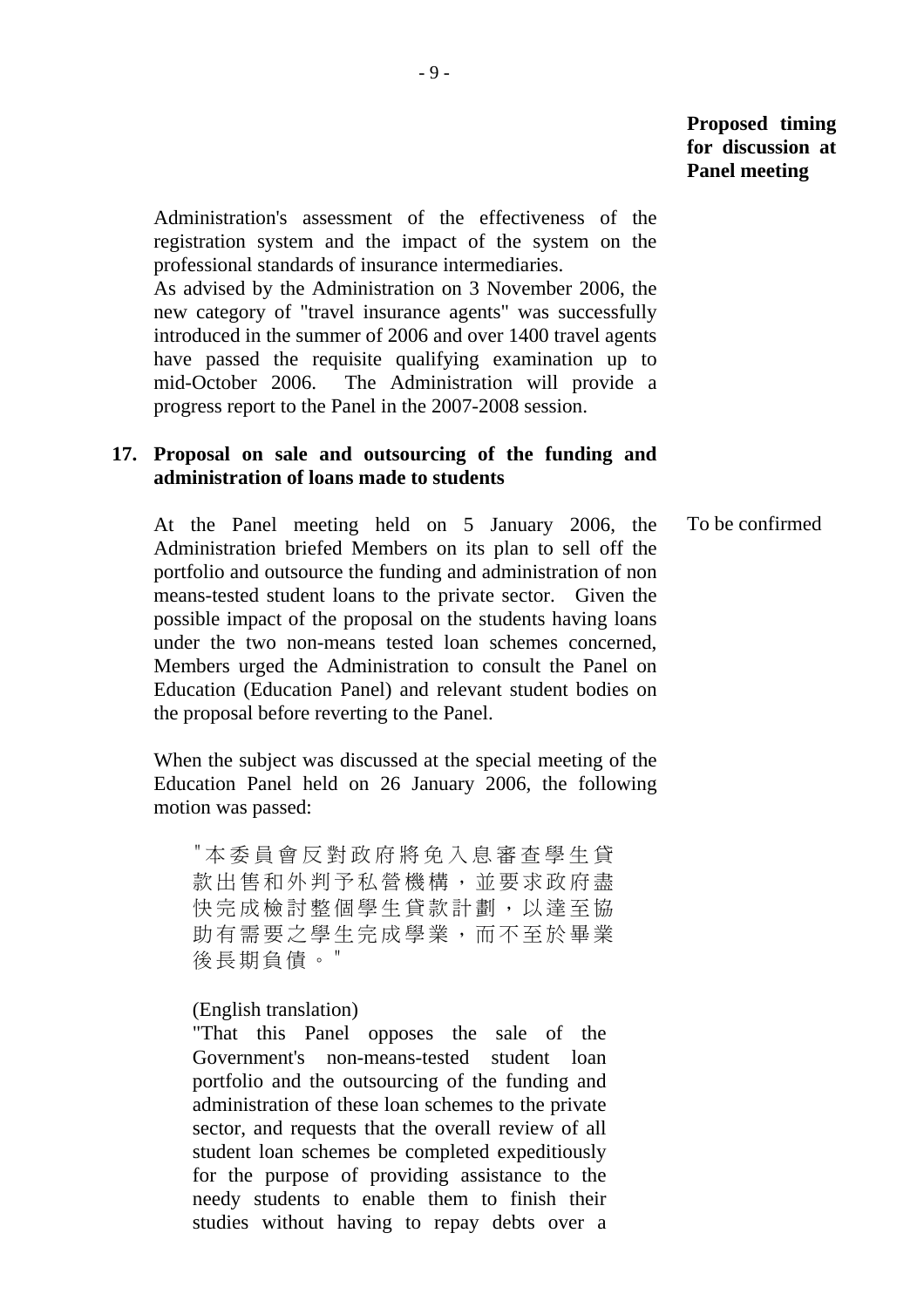**Proposed timing for discussion at Panel meeting**

Administration's assessment of the effectiveness of the registration system and the impact of the system on the professional standards of insurance intermediaries.

As advised by the Administration on 3 November 2006, the new category of "travel insurance agents" was successfully introduced in the summer of 2006 and over 1400 travel agents have passed the requisite qualifying examination up to mid-October 2006. The Administration will provide a progress report to the Panel in the 2007-2008 session.

**17. Proposal on sale and outsourcing of the funding and administration of loans made to students**

At the Panel meeting held on 5 January 2006, the Administration briefed Members on its plan to sell off the portfolio and outsource the funding and administration of non means-tested student loans to the private sector. Given the possible impact of the proposal on the students having loans under the two non-means tested loan schemes concerned, Members urged the Administration to consult the Panel on Education (Education Panel) and relevant student bodies on the proposal before reverting to the Panel. — To be confirmed

When the subject was discussed at the special meeting of the Education Panel held on 26 January 2006, the following motion was passed:

> "本委員會反對政府將免入息審查學生貸款出售和外判予私營機構，並要求政府盡快完成檢討整個學生貸款計劃，以達至協助有需要之學生完成學業，而不至於畢業後長期負債。"
>
> (English translation)
>
> "That this Panel opposes the sale of the Government's non-means-tested student loan portfolio and the outsourcing of the funding and administration of these loan schemes to the private sector, and requests that the overall review of all student loan schemes be completed expeditiously for the purpose of providing assistance to the needy students to enable them to finish their studies without having to repay debts over a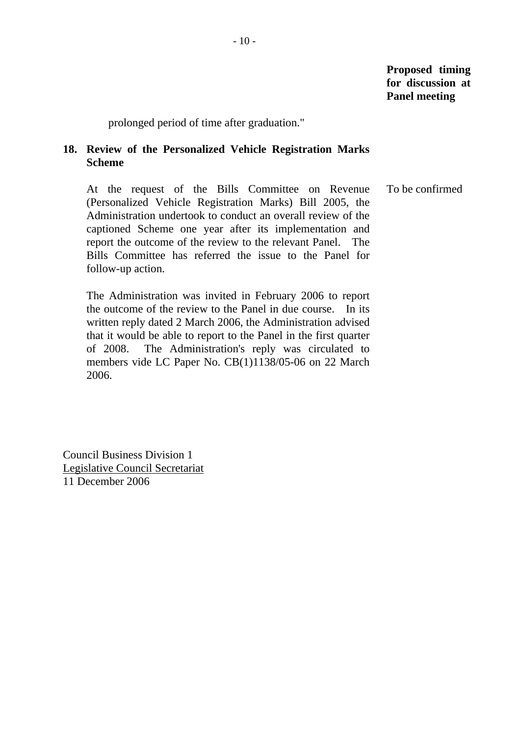| | Proposed timing for discussion at Panel meeting |
|---|---|
| prolonged period of time after graduation." | |
| **18. Review of the Personalized Vehicle Registration Marks Scheme** | |
| At the request of the Bills Committee on Revenue (Personalized Vehicle Registration Marks) Bill 2005, the Administration undertook to conduct an overall review of the captioned Scheme one year after its implementation and report the outcome of the review to the relevant Panel. The Bills Committee has referred the issue to the Panel for follow-up action. | To be confirmed |
| The Administration was invited in February 2006 to report the outcome of the review to the Panel in due course. In its written reply dated 2 March 2006, the Administration advised that it would be able to report to the Panel in the first quarter of 2008. The Administration's reply was circulated to members vide LC Paper No. CB(1)1138/05-06 on 22 March 2006. | |

Council Business Division 1
Legislative Council Secretariat
11 December 2006